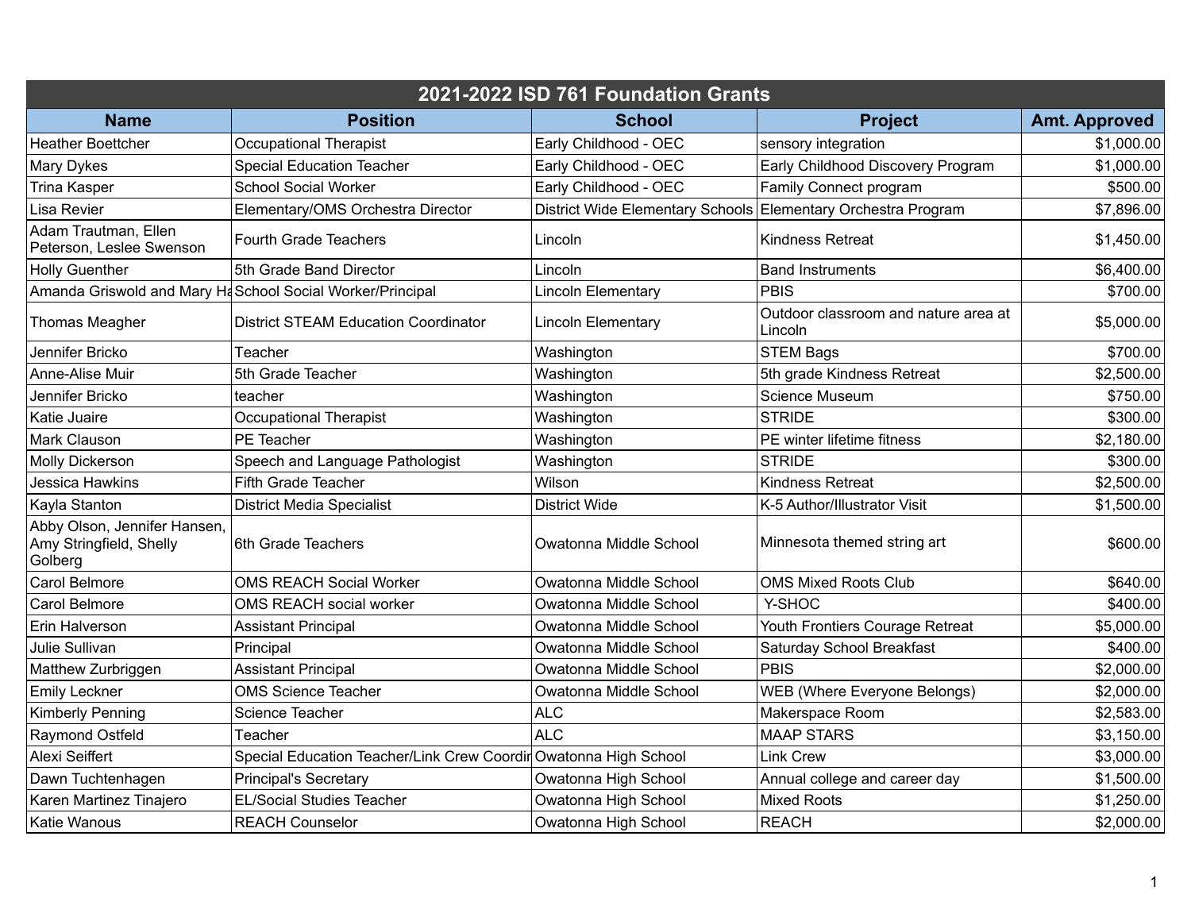# 2021-2022 ISD 761 Foundation Grants

| Name | Position | School | Project | Amt. Approved |
|---|---|---|---|---|
| Heather Boettcher | Occupational Therapist | Early Childhood - OEC | sensory integration | $1,000.00 |
| Mary Dykes | Special Education Teacher | Early Childhood - OEC | Early Childhood Discovery Program | $1,000.00 |
| Trina Kasper | School Social Worker | Early Childhood - OEC | Family Connect program | $500.00 |
| Lisa Revier | Elementary/OMS Orchestra Director | District Wide Elementary Schools | Elementary Orchestra Program | $7,896.00 |
| Adam Trautman, Ellen Peterson, Leslee Swenson | Fourth Grade Teachers | Lincoln | Kindness Retreat | $1,450.00 |
| Holly Guenther | 5th Grade Band Director | Lincoln | Band Instruments | $6,400.00 |
| Amanda Griswold and Mary Ha | School Social Worker/Principal | Lincoln Elementary | PBIS | $700.00 |
| Thomas Meagher | District STEAM Education Coordinator | Lincoln Elementary | Outdoor classroom and nature area at Lincoln | $5,000.00 |
| Jennifer Bricko | Teacher | Washington | STEM Bags | $700.00 |
| Anne-Alise Muir | 5th Grade Teacher | Washington | 5th grade Kindness Retreat | $2,500.00 |
| Jennifer Bricko | teacher | Washington | Science Museum | $750.00 |
| Katie Juaire | Occupational Therapist | Washington | STRIDE | $300.00 |
| Mark Clauson | PE Teacher | Washington | PE winter lifetime fitness | $2,180.00 |
| Molly Dickerson | Speech and Language Pathologist | Washington | STRIDE | $300.00 |
| Jessica Hawkins | Fifth Grade Teacher | Wilson | Kindness Retreat | $2,500.00 |
| Kayla Stanton | District Media Specialist | District Wide | K-5 Author/Illustrator Visit | $1,500.00 |
| Abby Olson, Jennifer Hansen, Amy Stringfield, Shelly Golberg | 6th Grade Teachers | Owatonna Middle School | Minnesota themed string art | $600.00 |
| Carol Belmore | OMS REACH Social Worker | Owatonna Middle School | OMS Mixed Roots Club | $640.00 |
| Carol Belmore | OMS REACH social worker | Owatonna Middle School | Y-SHOC | $400.00 |
| Erin Halverson | Assistant Principal | Owatonna Middle School | Youth Frontiers Courage Retreat | $5,000.00 |
| Julie Sullivan | Principal | Owatonna Middle School | Saturday School Breakfast | $400.00 |
| Matthew Zurbriggen | Assistant Principal | Owatonna Middle School | PBIS | $2,000.00 |
| Emily Leckner | OMS Science Teacher | Owatonna Middle School | WEB (Where Everyone Belongs) | $2,000.00 |
| Kimberly Penning | Science Teacher | ALC | Makerspace Room | $2,583.00 |
| Raymond Ostfeld | Teacher | ALC | MAAP STARS | $3,150.00 |
| Alexi Seiffert | Special Education Teacher/Link Crew Coordir | Owatonna High School | Link Crew | $3,000.00 |
| Dawn Tuchtenhagen | Principal's Secretary | Owatonna High School | Annual college and career day | $1,500.00 |
| Karen Martinez Tinajero | EL/Social Studies Teacher | Owatonna High School | Mixed Roots | $1,250.00 |
| Katie Wanous | REACH Counselor | Owatonna High School | REACH | $2,000.00 |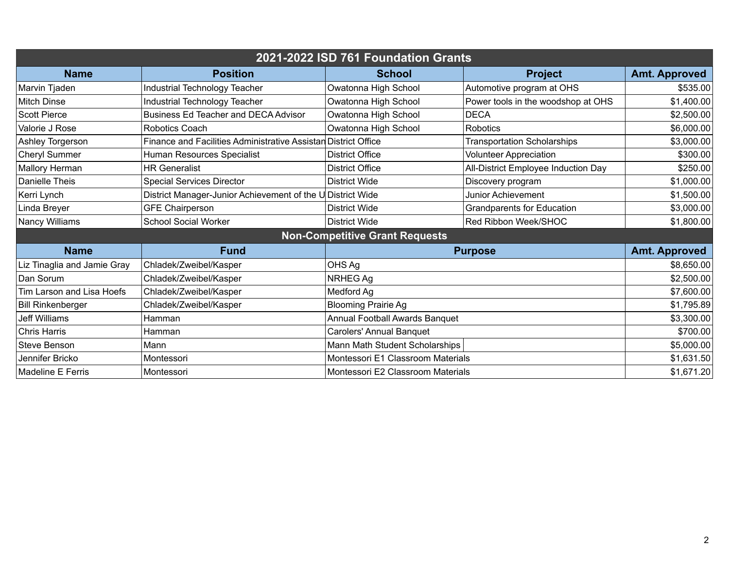## 2021-2022 ISD 761 Foundation Grants

| Name | Position | School | Project | Amt. Approved |
|---|---|---|---|---|
| Marvin Tjaden | Industrial Technology Teacher | Owatonna High School | Automotive program at OHS | $535.00 |
| Mitch Dinse | Industrial Technology Teacher | Owatonna High School | Power tools in the woodshop at OHS | $1,400.00 |
| Scott Pierce | Business Ed Teacher and DECA Advisor | Owatonna High School | DECA | $2,500.00 |
| Valorie J Rose | Robotics Coach | Owatonna High School | Robotics | $6,000.00 |
| Ashley Torgerson | Finance and Facilities Administrative Assistan | District Office | Transportation Scholarships | $3,000.00 |
| Cheryl Summer | Human Resources Specialist | District Office | Volunteer Appreciation | $300.00 |
| Mallory Herman | HR Generalist | District Office | All-District Employee Induction Day | $250.00 |
| Danielle Theis | Special Services Director | District Wide | Discovery program | $1,000.00 |
| Kerri Lynch | District Manager-Junior Achievement of the U | District Wide | Junior Achievement | $1,500.00 |
| Linda Breyer | GFE Chairperson | District Wide | Grandparents for Education | $3,000.00 |
| Nancy Williams | School Social Worker | District Wide | Red Ribbon Week/SHOC | $1,800.00 |

## Non-Competitive Grant Requests

| Name | Fund | Purpose | Amt. Approved |
|---|---|---|---|
| Liz Tinaglia and Jamie Gray | Chladek/Zweibel/Kasper | OHS Ag | $8,650.00 |
| Dan Sorum | Chladek/Zweibel/Kasper | NRHEG Ag | $2,500.00 |
| Tim Larson and Lisa Hoefs | Chladek/Zweibel/Kasper | Medford Ag | $7,600.00 |
| Bill Rinkenberger | Chladek/Zweibel/Kasper | Blooming Prairie Ag | $1,795.89 |
| Jeff Williams | Hamman | Annual Football Awards Banquet | $3,300.00 |
| Chris Harris | Hamman | Carolers' Annual Banquet | $700.00 |
| Steve Benson | Mann | Mann Math Student Scholarships | $5,000.00 |
| Jennifer Bricko | Montessori | Montessori E1 Classroom Materials | $1,631.50 |
| Madeline E Ferris | Montessori | Montessori E2 Classroom Materials | $1,671.20 |